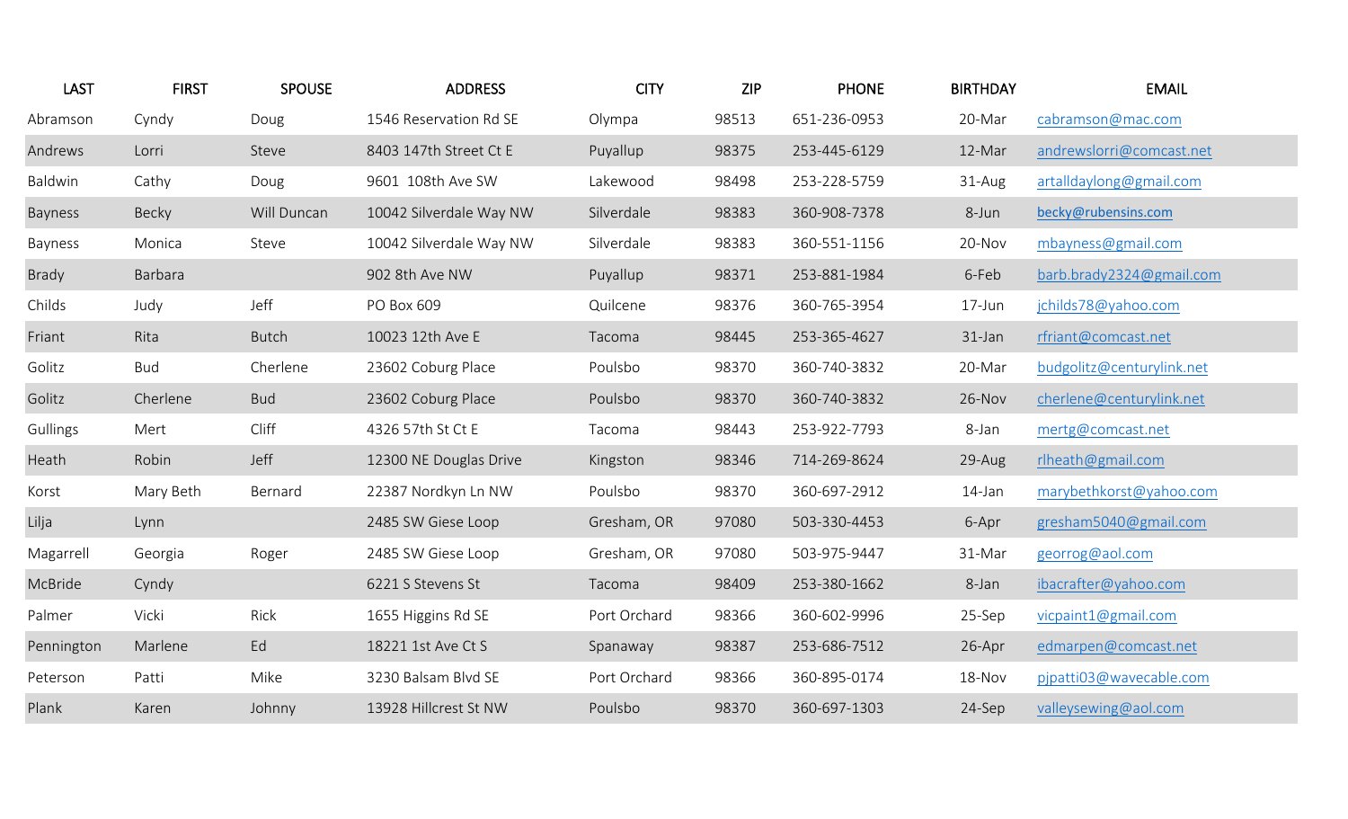| LAST | FIRST | SPOUSE | ADDRESS | CITY | ZIP | PHONE | BIRTHDAY | EMAIL |
| --- | --- | --- | --- | --- | --- | --- | --- | --- |
| Abramson | Cyndy | Doug | 1546 Reservation Rd SE | Olympa | 98513 | 651-236-0953 | 20-Mar | cabramson@mac.com |
| Andrews | Lorri | Steve | 8403 147th Street Ct E | Puyallup | 98375 | 253-445-6129 | 12-Mar | andrewslorri@comcast.net |
| Baldwin | Cathy | Doug | 9601 108th Ave SW | Lakewood | 98498 | 253-228-5759 | 31-Aug | artalldaylong@gmail.com |
| Bayness | Becky | Will Duncan | 10042 Silverdale Way NW | Silverdale | 98383 | 360-908-7378 | 8-Jun | becky@rubensins.com |
| Bayness | Monica | Steve | 10042 Silverdale Way NW | Silverdale | 98383 | 360-551-1156 | 20-Nov | mbayness@gmail.com |
| Brady | Barbara | | 902 8th Ave NW | Puyallup | 98371 | 253-881-1984 | 6-Feb | barb.brady2324@gmail.com |
| Childs | Judy | Jeff | PO Box 609 | Quilcene | 98376 | 360-765-3954 | 17-Jun | jchilds78@yahoo.com |
| Friant | Rita | Butch | 10023 12th Ave E | Tacoma | 98445 | 253-365-4627 | 31-Jan | rfriant@comcast.net |
| Golitz | Bud | Cherlene | 23602 Coburg Place | Poulsbo | 98370 | 360-740-3832 | 20-Mar | budgolitz@centurylink.net |
| Golitz | Cherlene | Bud | 23602 Coburg Place | Poulsbo | 98370 | 360-740-3832 | 26-Nov | cherlene@centurylink.net |
| Gullings | Mert | Cliff | 4326 57th St Ct E | Tacoma | 98443 | 253-922-7793 | 8-Jan | mertg@comcast.net |
| Heath | Robin | Jeff | 12300 NE Douglas Drive | Kingston | 98346 | 714-269-8624 | 29-Aug | rlheath@gmail.com |
| Korst | Mary Beth | Bernard | 22387 Nordkyn Ln NW | Poulsbo | 98370 | 360-697-2912 | 14-Jan | marybethkorst@yahoo.com |
| Lilja | Lynn | | 2485 SW Giese Loop | Gresham, OR | 97080 | 503-330-4453 | 6-Apr | gresham5040@gmail.com |
| Magarrell | Georgia | Roger | 2485 SW Giese Loop | Gresham, OR | 97080 | 503-975-9447 | 31-Mar | georrog@aol.com |
| McBride | Cyndy | | 6221 S Stevens St | Tacoma | 98409 | 253-380-1662 | 8-Jan | ibacrafter@yahoo.com |
| Palmer | Vicki | Rick | 1655 Higgins Rd SE | Port Orchard | 98366 | 360-602-9996 | 25-Sep | vicpaint1@gmail.com |
| Pennington | Marlene | Ed | 18221 1st Ave Ct S | Spanaway | 98387 | 253-686-7512 | 26-Apr | edmarpen@comcast.net |
| Peterson | Patti | Mike | 3230 Balsam Blvd SE | Port Orchard | 98366 | 360-895-0174 | 18-Nov | pjpatti03@wavecable.com |
| Plank | Karen | Johnny | 13928 Hillcrest St NW | Poulsbo | 98370 | 360-697-1303 | 24-Sep | valleysewing@aol.com |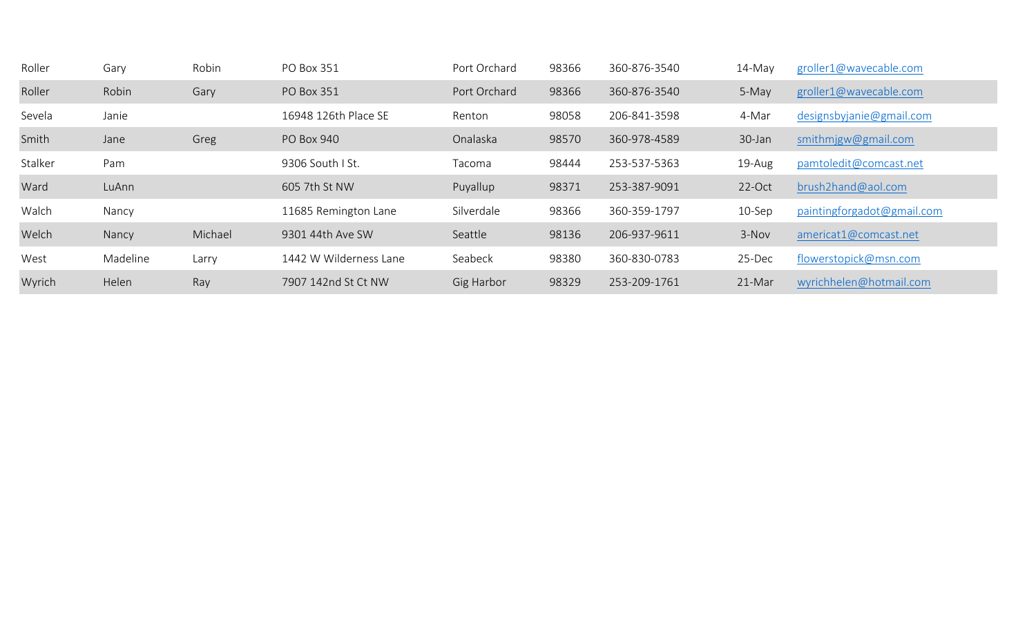| | | | | | | | | |
|---|---|---|---|---|---|---|---|---|
| Roller | Gary | Robin | PO Box 351 | Port Orchard | 98366 | 360-876-3540 | 14-May | groller1@wavecable.com |
| Roller | Robin | Gary | PO Box 351 | Port Orchard | 98366 | 360-876-3540 | 5-May | groller1@wavecable.com |
| Sevela | Janie | | 16948 126th Place SE | Renton | 98058 | 206-841-3598 | 4-Mar | designsbyjanie@gmail.com |
| Smith | Jane | Greg | PO Box 940 | Onalaska | 98570 | 360-978-4589 | 30-Jan | smithmjgw@gmail.com |
| Stalker | Pam | | 9306 South I St. | Tacoma | 98444 | 253-537-5363 | 19-Aug | pamtoledit@comcast.net |
| Ward | LuAnn | | 605 7th St NW | Puyallup | 98371 | 253-387-9091 | 22-Oct | brush2hand@aol.com |
| Walch | Nancy | | 11685 Remington Lane | Silverdale | 98366 | 360-359-1797 | 10-Sep | paintingforgadot@gmail.com |
| Welch | Nancy | Michael | 9301 44th Ave SW | Seattle | 98136 | 206-937-9611 | 3-Nov | americat1@comcast.net |
| West | Madeline | Larry | 1442 W Wilderness Lane | Seabeck | 98380 | 360-830-0783 | 25-Dec | flowerstopick@msn.com |
| Wyrich | Helen | Ray | 7907 142nd St Ct NW | Gig Harbor | 98329 | 253-209-1761 | 21-Mar | wyrichhelen@hotmail.com |